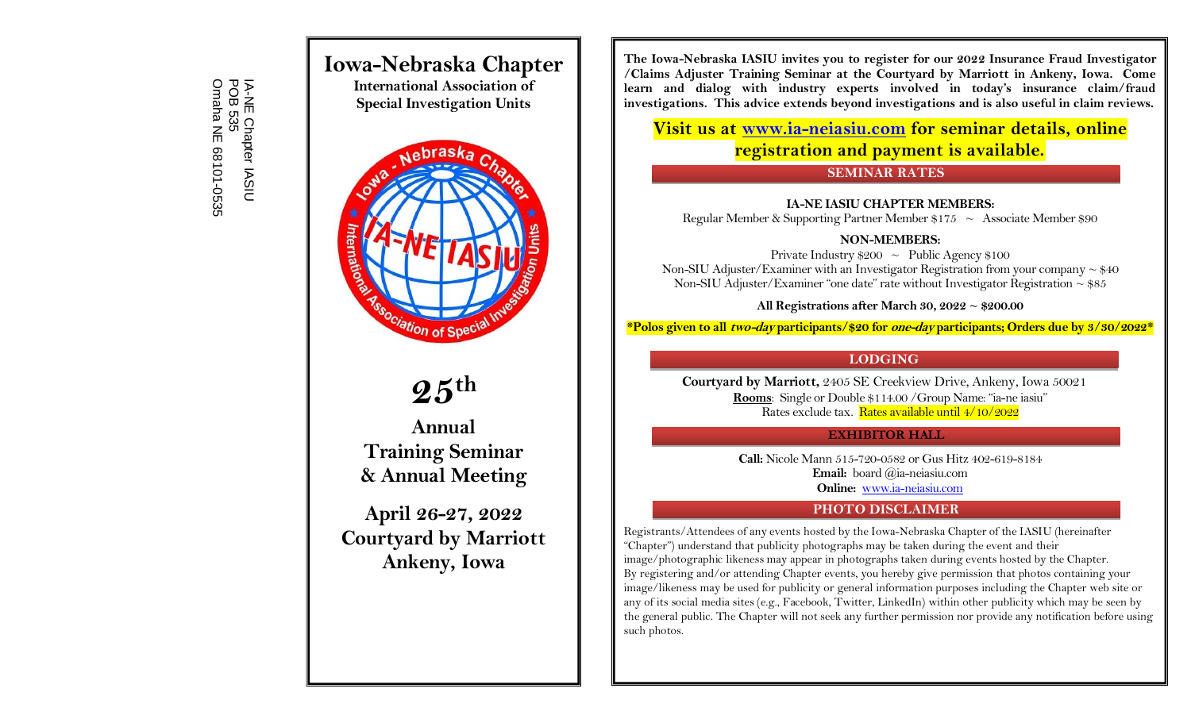IA-NE Chapter IASIU
POB 535
Omaha NE 68101-0535

# Iowa-Nebraska Chapter

**International Association of Special Investigation Units**

## 25th

## Annual Training Seminar & Annual Meeting

## April 26-27, 2022
## Courtyard by Marriott
## Ankeny, Iowa

**The Iowa-Nebraska IASIU invites you to register for our 2022 Insurance Fraud Investigator /Claims Adjuster Training Seminar at the Courtyard by Marriott in Ankeny, Iowa. Come learn and dialog with industry experts involved in today's insurance claim/fraud investigations. This advice extends beyond investigations and is also useful in claim reviews.**

**Visit us at [www.ia-neiasiu.com](http://www.ia-neiasiu.com) for seminar details, online registration and payment is available.**

### SEMINAR RATES

**IA-NE IASIU CHAPTER MEMBERS:**

Regular Member & Supporting Partner Member $175 ~ Associate Member $90

**NON-MEMBERS:**

Private Industry $200 ~ Public Agency $100

Non-SIU Adjuster/Examiner with an Investigator Registration from your company ~ $40

Non-SIU Adjuster/Examiner "one date" rate without Investigator Registration ~ $85

**All Registrations after March 30, 2022 ~ $200.00**

**\*Polos given to all *two-day* participants/$20 for *one-day* participants; Orders due by 3/30/2022\***

### LODGING

**Courtyard by Marriott,** 2405 SE Creekview Drive, Ankeny, Iowa 50021

**Rooms**: Single or Double $114.00 /Group Name: "ia-ne iasiu"

Rates exclude tax. Rates available until 4/10/2022

### EXHIBITOR HALL

**Call:** Nicole Mann 515-720-0582 or Gus Hitz 402-619-8184

**Email:** board @ia-neiasiu.com

**Online:** [www.ia-neiasiu.com](http://www.ia-neiasiu.com)

### PHOTO DISCLAIMER

Registrants/Attendees of any events hosted by the Iowa-Nebraska Chapter of the IASIU (hereinafter "Chapter") understand that publicity photographs may be taken during the event and their image/photographic likeness may appear in photographs taken during events hosted by the Chapter. By registering and/or attending Chapter events, you hereby give permission that photos containing your image/likeness may be used for publicity or general information purposes including the Chapter web site or any of its social media sites (e.g., Facebook, Twitter, LinkedIn) within other publicity which may be seen by the general public. The Chapter will not seek any further permission nor provide any notification before using such photos.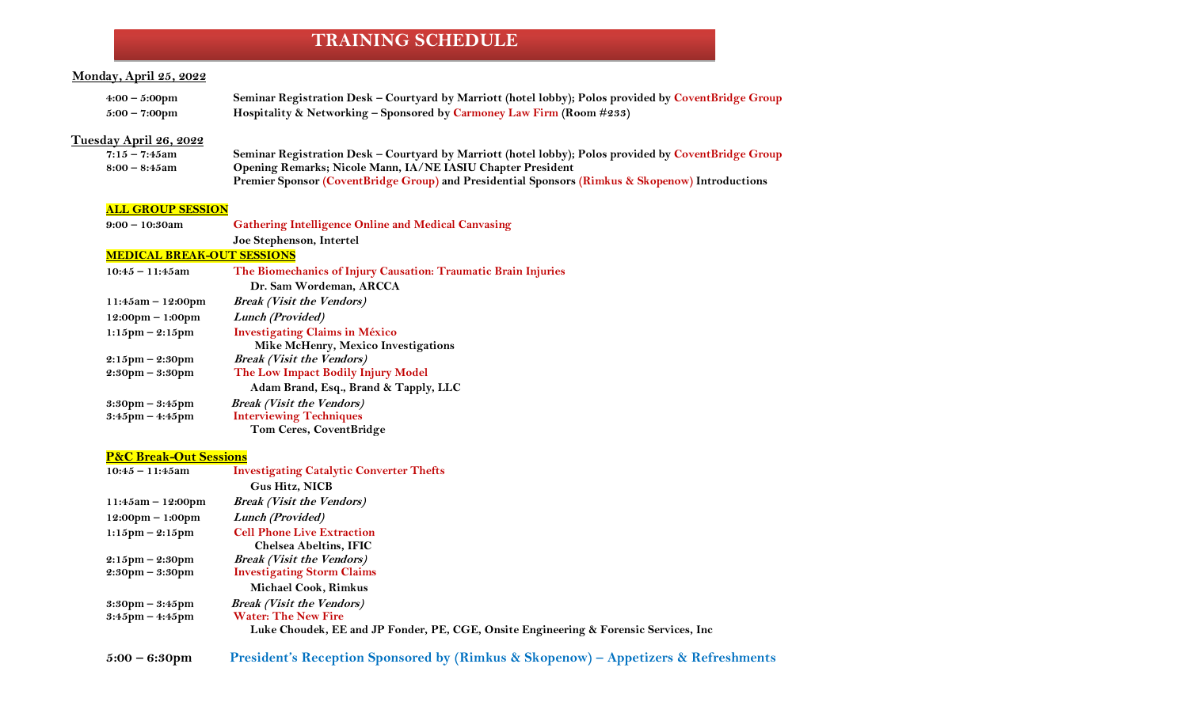# TRAINING SCHEDULE

## Monday, April 25, 2022

| | |
|---|---|
| **4:00 – 5:00pm** | **Seminar Registration Desk – Courtyard by Marriott (hotel lobby); Polos provided by CoventBridge Group** |
| **5:00 – 7:00pm** | **Hospitality & Networking – Sponsored by Carmoney Law Firm (Room #233)** |

## Tuesday April 26, 2022

| | |
|---|---|
| **7:15 – 7:45am** | **Seminar Registration Desk – Courtyard by Marriott (hotel lobby); Polos provided by CoventBridge Group** |
| **8:00 – 8:45am** | **Opening Remarks; Nicole Mann, IA/NE IASIU Chapter President**<br>**Premier Sponsor (CoventBridge Group) and Presidential Sponsors (Rimkus & Skopenow) Introductions** |

### ALL GROUP SESSION

| | |
|---|---|
| **9:00 – 10:30am** | **Gathering Intelligence Online and Medical Canvasing**<br>**Joe Stephenson, Intertel** |

### MEDICAL BREAK-OUT SESSIONS

| | |
|---|---|
| **10:45 – 11:45am** | **The Biomechanics of Injury Causation: Traumatic Brain Injuries**<br>**Dr. Sam Wordeman, ARCCA** |
| **11:45am – 12:00pm** | ***Break (Visit the Vendors)*** |
| **12:00pm – 1:00pm** | ***Lunch (Provided)*** |
| **1:15pm – 2:15pm** | **Investigating Claims in México**<br>**Mike McHenry, Mexico Investigations** |
| **2:15pm – 2:30pm** | ***Break (Visit the Vendors)*** |
| **2:30pm – 3:30pm** | **The Low Impact Bodily Injury Model**<br>**Adam Brand, Esq., Brand & Tapply, LLC** |
| **3:30pm – 3:45pm** | ***Break (Visit the Vendors)*** |
| **3:45pm – 4:45pm** | **Interviewing Techniques**<br>**Tom Ceres, CoventBridge** |

### P&C Break-Out Sessions

| | |
|---|---|
| **10:45 – 11:45am** | **Investigating Catalytic Converter Thefts**<br>**Gus Hitz, NICB** |
| **11:45am – 12:00pm** | ***Break (Visit the Vendors)*** |
| **12:00pm – 1:00pm** | ***Lunch (Provided)*** |
| **1:15pm – 2:15pm** | **Cell Phone Live Extraction**<br>**Chelsea Abeltins, IFIC** |
| **2:15pm – 2:30pm** | ***Break (Visit the Vendors)*** |
| **2:30pm – 3:30pm** | **Investigating Storm Claims**<br>**Michael Cook, Rimkus** |
| **3:30pm – 3:45pm** | ***Break (Visit the Vendors)*** |
| **3:45pm – 4:45pm** | **Water: The New Fire**<br>**Luke Choudek, EE and JP Fonder, PE, CGE, Onsite Engineering & Forensic Services, Inc** |

| | |
|---|---|
| **5:00 – 6:30pm** | **President's Reception Sponsored by (Rimkus & Skopenow) – Appetizers & Refreshments** |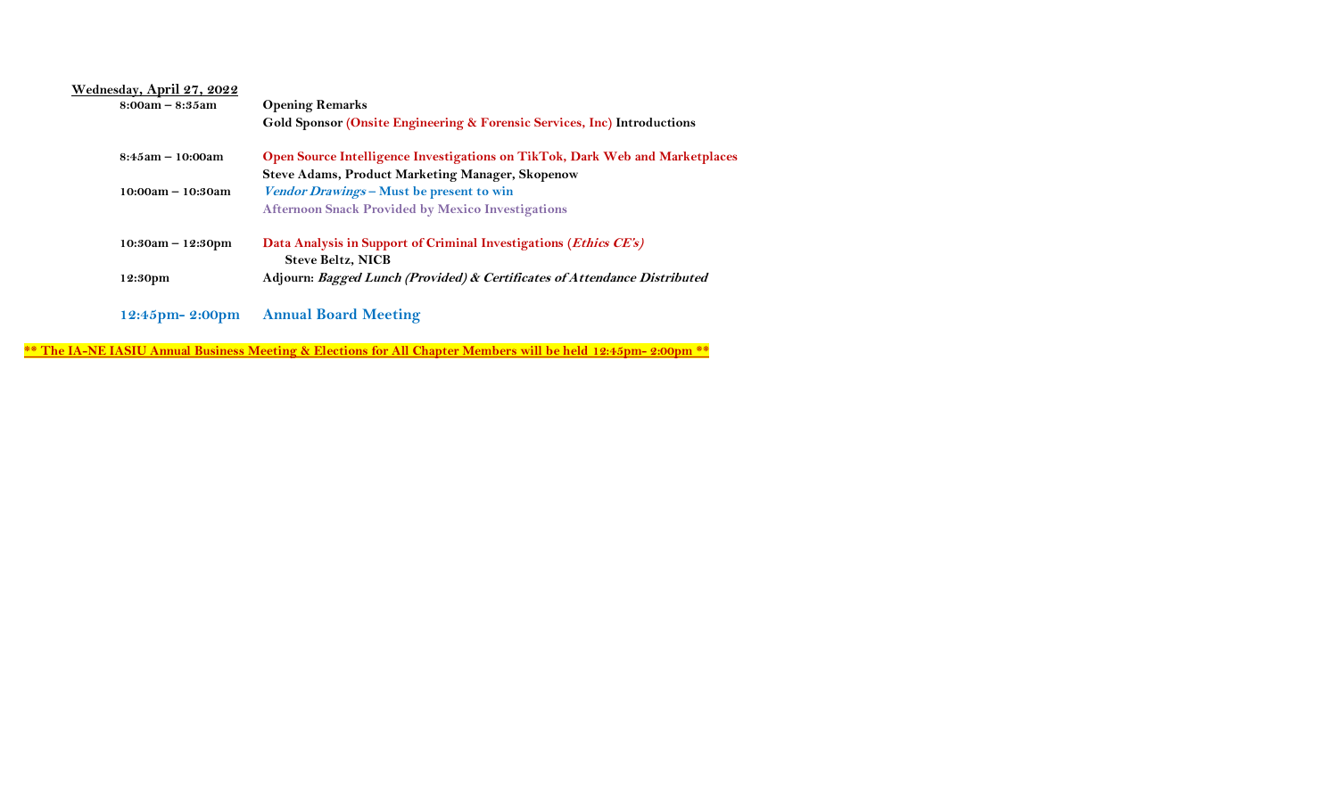**<u>Wednesday, April 27, 2022</u>**

| | |
|---|---|
| **8:00am – 8:35am** | **Opening Remarks** |
| | **Gold Sponsor (Onsite Engineering & Forensic Services, Inc) Introductions** |
| **8:45am – 10:00am** | **Open Source Intelligence Investigations on TikTok, Dark Web and Marketplaces** |
| | **Steve Adams, Product Marketing Manager, Skopenow** |
| **10:00am – 10:30am** | ***Vendor Drawings* – Must be present to win** |
| | **Afternoon Snack Provided by Mexico Investigations** |
| **10:30am – 12:30pm** | **Data Analysis in Support of Criminal Investigations (*Ethics CE's)*** |
| | **Steve Beltz, NICB** |
| **12:30pm** | **Adjourn: *Bagged Lunch (Provided) & Certificates of Attendance Distributed*** |
| **12:45pm- 2:00pm** | **Annual Board Meeting** |

**<u>\*\* The IA-NE IASIU Annual Business Meeting & Elections for All Chapter Members will be held 12:45pm- 2:00pm \*\*</u>**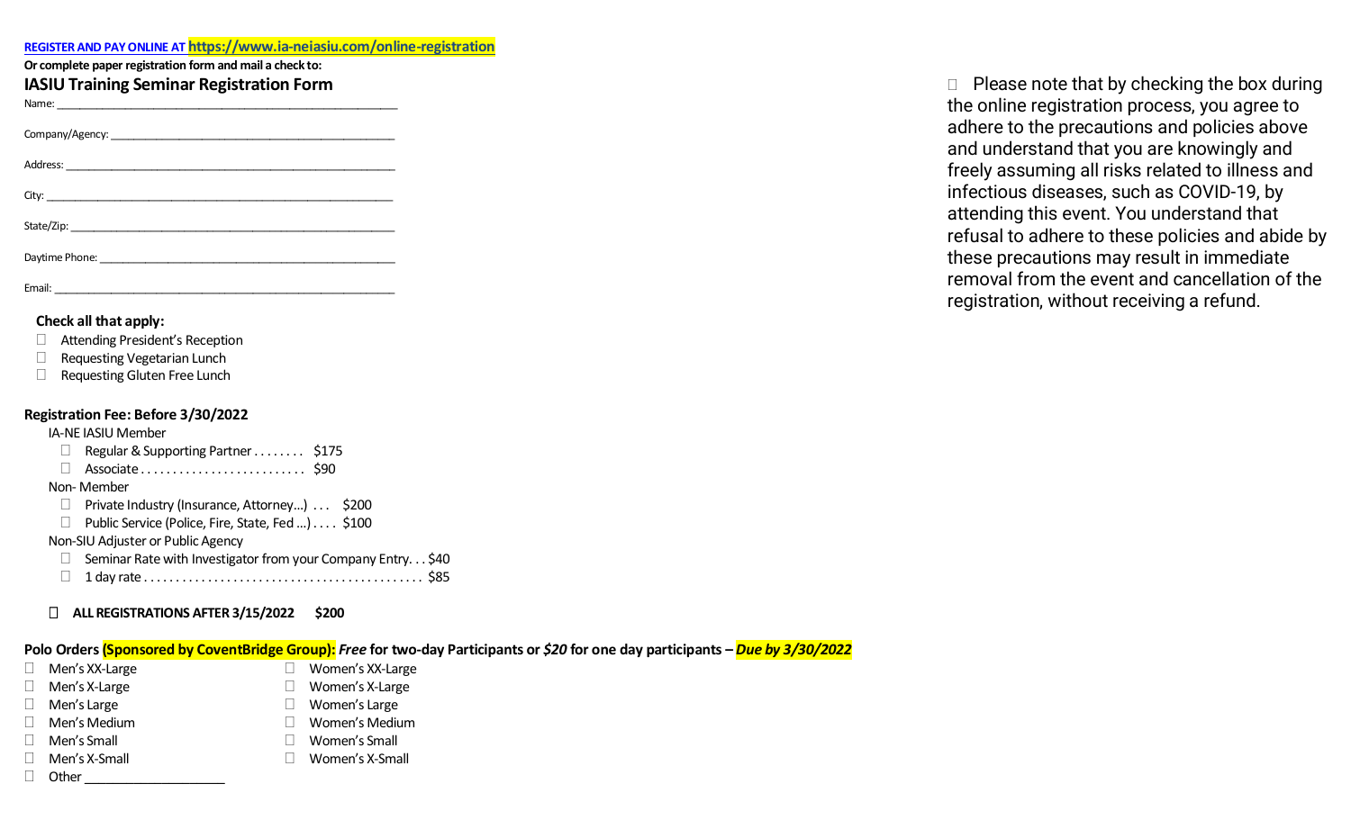**REGISTER AND PAY ONLINE AT https://www.ia-neiasiu.com/online-registration**

**Or complete paper registration form and mail a check to:**

## IASIU Training Seminar Registration Form

Name: ____________________________________________

Company/Agency: ____________________________________________

Address: ____________________________________________

City: ____________________________________________

State/Zip: ____________________________________________

Daytime Phone: ____________________________________________

Email: ____________________________________________

**Check all that apply:**

- ☐ Attending President's Reception
- ☐ Requesting Vegetarian Lunch
- ☐ Requesting Gluten Free Lunch

**Registration Fee: Before 3/30/2022**

IA-NE IASIU Member

- ☐ Regular & Supporting Partner . . . . . . . . $175
- ☐ Associate . . . . . . . . . . . . . . . . . . . . . . . . . . $90

Non- Member

- ☐ Private Industry (Insurance, Attorney…) . . . $200
- ☐ Public Service (Police, Fire, State, Fed …) . . . . $100

Non-SIU Adjuster or Public Agency

- ☐ Seminar Rate with Investigator from your Company Entry. . . $40
- ☐ 1 day rate . . . . . . . . . . . . . . . . . . . . . . . . . . . . . . . . . . . . . . . . . . . . $85

☐ **ALL REGISTRATIONS AFTER 3/15/2022 $200**

**Polo Orders (Sponsored by CoventBridge Group):** ***Free*** **for two-day Participants or** ***$20*** **for one day participants –** ***Due by 3/30/2022***

- ☐ Men's XX-Large
- ☐ Men's X-Large
- ☐ Men's Large
- ☐ Men's Medium
- ☐ Men's Small
- ☐ Men's X-Small
- ☐ Other ____________________
- ☐ Women's XX-Large
- ☐ Women's X-Large
- ☐ Women's Large
- ☐ Women's Medium
- ☐ Women's Small
- ☐ Women's X-Small

☐ Please note that by checking the box during the online registration process, you agree to adhere to the precautions and policies above and understand that you are knowingly and freely assuming all risks related to illness and infectious diseases, such as COVID-19, by attending this event. You understand that refusal to adhere to these policies and abide by these precautions may result in immediate removal from the event and cancellation of the registration, without receiving a refund.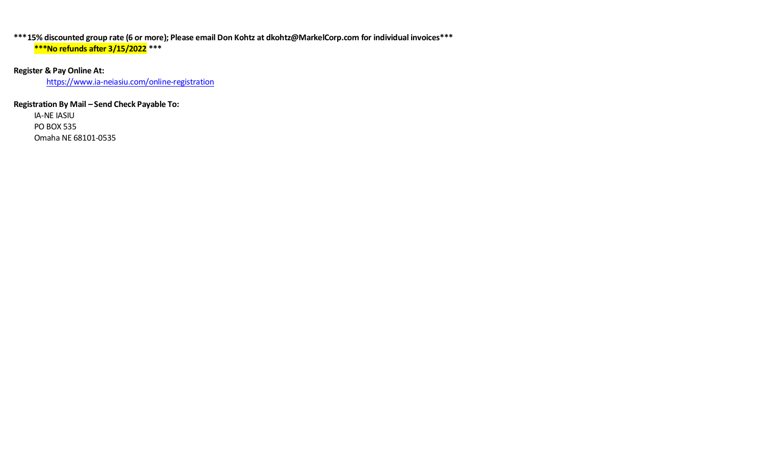**\*\*\*15% discounted group rate (6 or more); Please email Don Kohtz at dkohtz@MarkelCorp.com for individual invoices\*\*\***

**\*\*\*No refunds after 3/15/2022 \*\*\***

**Register & Pay Online At:**

https://www.ia-neiasiu.com/online-registration

**Registration By Mail – Send Check Payable To:**

IA-NE IASIU
PO BOX 535
Omaha NE 68101-0535